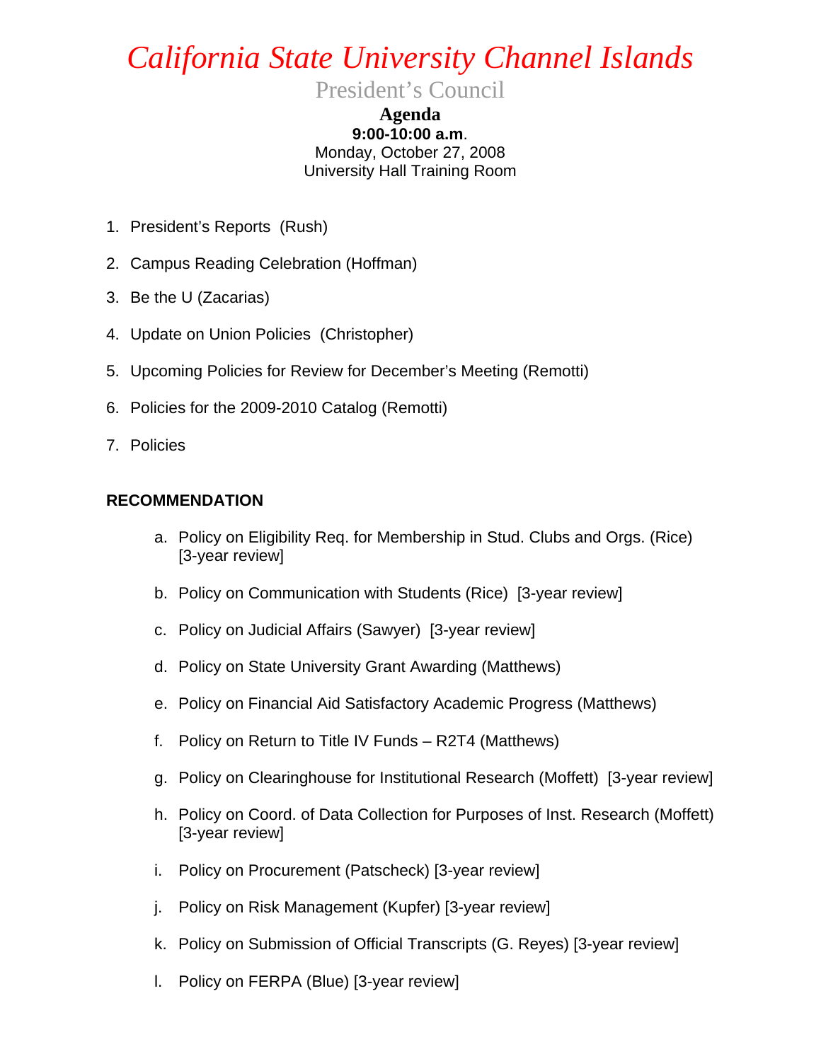# *California State University Channel Islands*

## President's Council

**Agenda**
**9:00-10:00 a.m.**
Monday, October 27, 2008
University Hall Training Room

1. President's Reports (Rush)
2. Campus Reading Celebration (Hoffman)
3. Be the U (Zacarias)
4. Update on Union Policies (Christopher)
5. Upcoming Policies for Review for December's Meeting (Remotti)
6. Policies for the 2009-2010 Catalog (Remotti)
7. Policies

**RECOMMENDATION**

a. Policy on Eligibility Req. for Membership in Stud. Clubs and Orgs. (Rice) [3-year review]

b. Policy on Communication with Students (Rice) [3-year review]

c. Policy on Judicial Affairs (Sawyer) [3-year review]

d. Policy on State University Grant Awarding (Matthews)

e. Policy on Financial Aid Satisfactory Academic Progress (Matthews)

f. Policy on Return to Title IV Funds – R2T4 (Matthews)

g. Policy on Clearinghouse for Institutional Research (Moffett) [3-year review]

h. Policy on Coord. of Data Collection for Purposes of Inst. Research (Moffett) [3-year review]

i. Policy on Procurement (Patscheck) [3-year review]

j. Policy on Risk Management (Kupfer) [3-year review]

k. Policy on Submission of Official Transcripts (G. Reyes) [3-year review]

l. Policy on FERPA (Blue) [3-year review]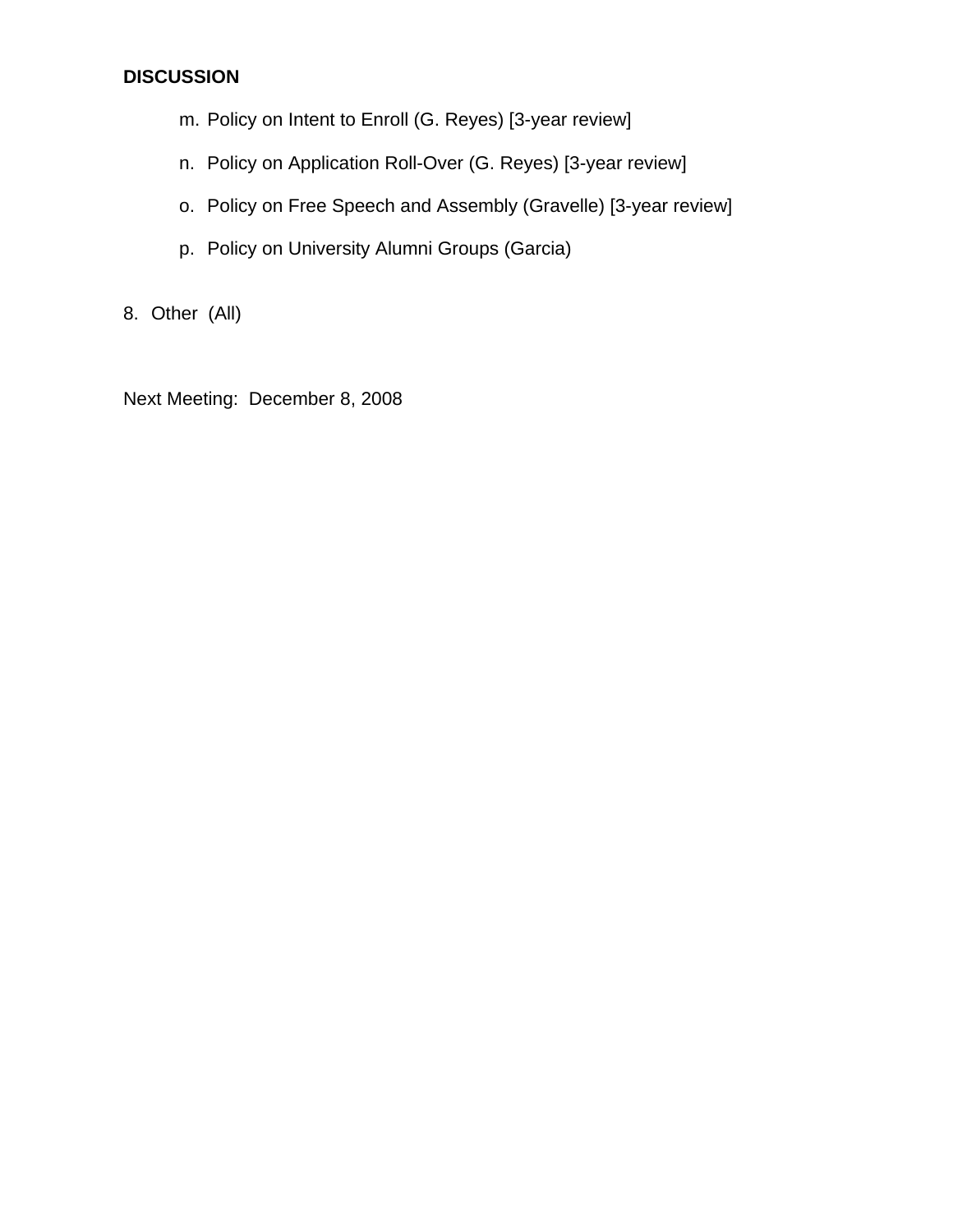**DISCUSSION**

m. Policy on Intent to Enroll (G. Reyes) [3-year review]

n. Policy on Application Roll-Over (G. Reyes) [3-year review]

o. Policy on Free Speech and Assembly (Gravelle) [3-year review]

p. Policy on University Alumni Groups (Garcia)

8. Other (All)

Next Meeting: December 8, 2008